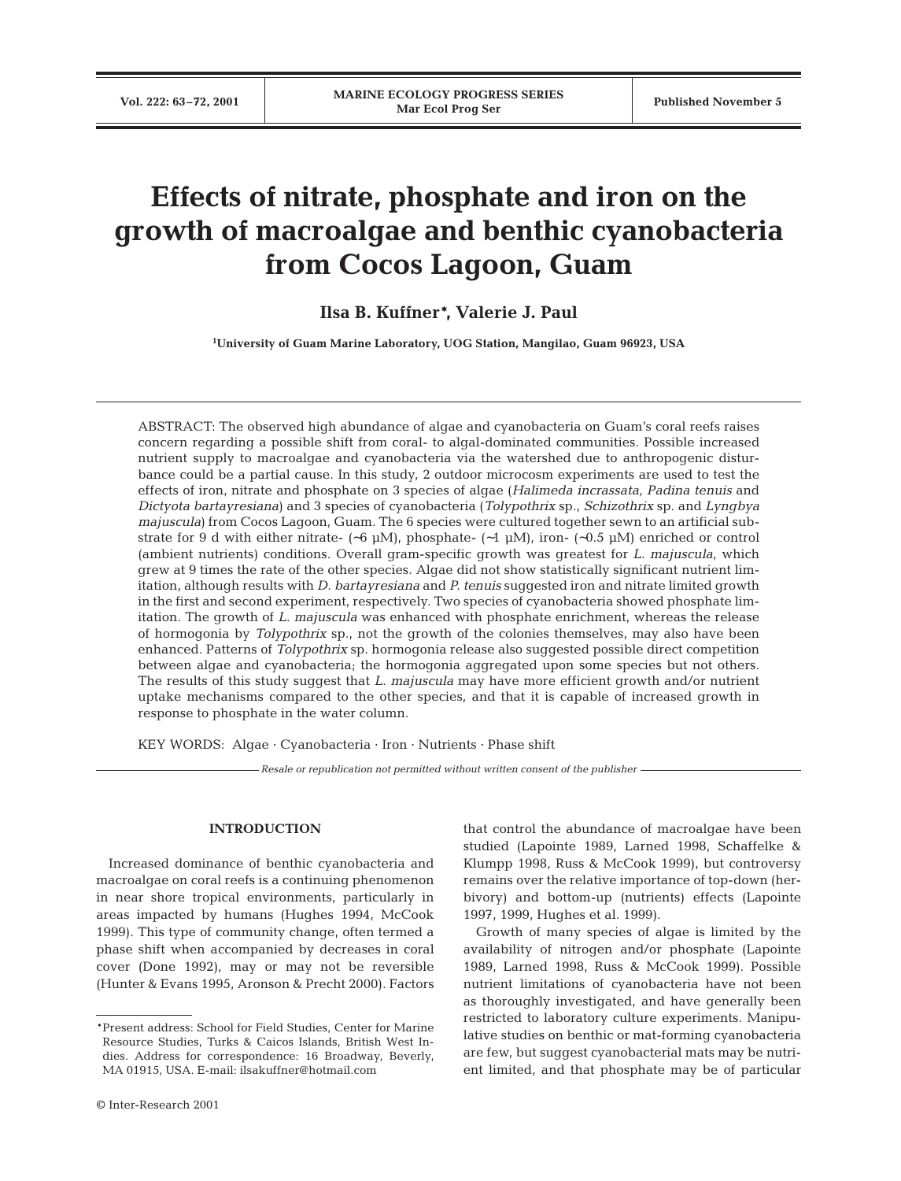# Effects of nitrate, phosphate and iron on the growth of macroalgae and benthic cyanobacteria from Cocos Lagoon, Guam

**Ilsa B. Kuffner\*, Valerie J. Paul**

**[1]University of Guam Marine Laboratory, UOG Station, Mangilao, Guam 96923, USA**

ABSTRACT: The observed high abundance of algae and cyanobacteria on Guam's coral reefs raises concern regarding a possible shift from coral- to algal-dominated communities. Possible increased nutrient supply to macroalgae and cyanobacteria via the watershed due to anthropogenic disturbance could be a partial cause. In this study, 2 outdoor microcosm experiments are used to test the effects of iron, nitrate and phosphate on 3 species of algae (*Halimeda incrassata*, *Padina tenuis* and *Dictyota bartayresiana*) and 3 species of cyanobacteria (*Tolypothrix* sp., *Schizothrix* sp. and *Lyngbya majuscula*) from Cocos Lagoon, Guam. The 6 species were cultured together sewn to an artificial substrate for 9 d with either nitrate- (~6 µM), phosphate- (~1 µM), iron- (~0.5 µM) enriched or control (ambient nutrients) conditions. Overall gram-specific growth was greatest for *L. majuscula*, which grew at 9 times the rate of the other species. Algae did not show statistically significant nutrient limitation, although results with *D. bartayresiana* and *P. tenuis* suggested iron and nitrate limited growth in the first and second experiment, respectively. Two species of cyanobacteria showed phosphate limitation. The growth of *L. majuscula* was enhanced with phosphate enrichment, whereas the release of hormogonia by *Tolypothrix* sp., not the growth of the colonies themselves, may also have been enhanced. Patterns of *Tolypothrix* sp. hormogonia release also suggested possible direct competition between algae and cyanobacteria; the hormogonia aggregated upon some species but not others. The results of this study suggest that *L. majuscula* may have more efficient growth and/or nutrient uptake mechanisms compared to the other species, and that it is capable of increased growth in response to phosphate in the water column.

KEY WORDS: Algae · Cyanobacteria · Iron · Nutrients · Phase shift

*Resale or republication not permitted without written consent of the publisher*

## INTRODUCTION

Increased dominance of benthic cyanobacteria and macroalgae on coral reefs is a continuing phenomenon in near shore tropical environments, particularly in areas impacted by humans (Hughes 1994, McCook 1999). This type of community change, often termed a phase shift when accompanied by decreases in coral cover (Done 1992), may or may not be reversible (Hunter & Evans 1995, Aronson & Precht 2000). Factors that control the abundance of macroalgae have been studied (Lapointe 1989, Larned 1998, Schaffelke & Klumpp 1998, Russ & McCook 1999), but controversy remains over the relative importance of top-down (herbivory) and bottom-up (nutrients) effects (Lapointe 1997, 1999, Hughes et al. 1999).

Growth of many species of algae is limited by the availability of nitrogen and/or phosphate (Lapointe 1989, Larned 1998, Russ & McCook 1999). Possible nutrient limitations of cyanobacteria have not been as thoroughly investigated, and have generally been restricted to laboratory culture experiments. Manipulative studies on benthic or mat-forming cyanobacteria are few, but suggest cyanobacterial mats may be nutrient limited, and that phosphate may be of particular

\*Present address: School for Field Studies, Center for Marine Resource Studies, Turks & Caicos Islands, British West Indies. Address for correspondence: 16 Broadway, Beverly, MA 01915, USA. E-mail: ilsakuffner@hotmail.com

© Inter-Research 2001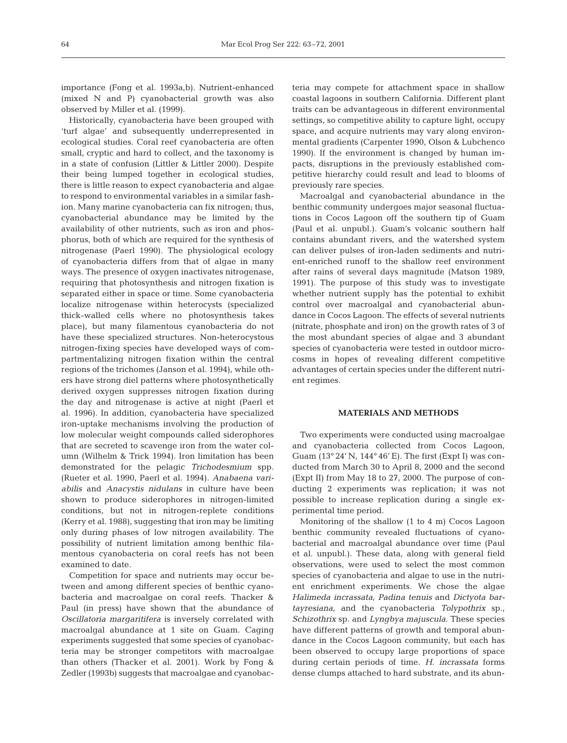importance (Fong et al. 1993a,b). Nutrient-enhanced (mixed N and P) cyanobacterial growth was also observed by Miller et al. (1999).

Historically, cyanobacteria have been grouped with 'turf algae' and subsequently underrepresented in ecological studies. Coral reef cyanobacteria are often small, cryptic and hard to collect, and the taxonomy is in a state of confusion (Littler & Littler 2000). Despite their being lumped together in ecological studies, there is little reason to expect cyanobacteria and algae to respond to environmental variables in a similar fashion. Many marine cyanobacteria can fix nitrogen; thus, cyanobacterial abundance may be limited by the availability of other nutrients, such as iron and phosphorus, both of which are required for the synthesis of nitrogenase (Paerl 1990). The physiological ecology of cyanobacteria differs from that of algae in many ways. The presence of oxygen inactivates nitrogenase, requiring that photosynthesis and nitrogen fixation is separated either in space or time. Some cyanobacteria localize nitrogenase within heterocysts (specialized thick-walled cells where no photosynthesis takes place), but many filamentous cyanobacteria do not have these specialized structures. Non-heterocystous nitrogen-fixing species have developed ways of compartmentalizing nitrogen fixation within the central regions of the trichomes (Janson et al. 1994), while others have strong diel patterns where photosynthetically derived oxygen suppresses nitrogen fixation during the day and nitrogenase is active at night (Paerl et al. 1996). In addition, cyanobacteria have specialized iron-uptake mechanisms involving the production of low molecular weight compounds called siderophores that are secreted to scavenge iron from the water column (Wilhelm & Trick 1994). Iron limitation has been demonstrated for the pelagic *Trichodesmium* spp. (Rueter et al. 1990, Paerl et al. 1994). *Anabaena variabilis* and *Anacystis nidulans* in culture have been shown to produce siderophores in nitrogen-limited conditions, but not in nitrogen-replete conditions (Kerry et al. 1988), suggesting that iron may be limiting only during phases of low nitrogen availability. The possibility of nutrient limitation among benthic filamentous cyanobacteria on coral reefs has not been examined to date.

Competition for space and nutrients may occur between and among different species of benthic cyanobacteria and macroalgae on coral reefs. Thacker & Paul (in press) have shown that the abundance of *Oscillatoria margaritifera* is inversely correlated with macroalgal abundance at 1 site on Guam. Caging experiments suggested that some species of cyanobacteria may be stronger competitors with macroalgae than others (Thacker et al. 2001). Work by Fong & Zedler (1993b) suggests that macroalgae and cyanobacteria may compete for attachment space in shallow coastal lagoons in southern California. Different plant traits can be advantageous in different environmental settings, so competitive ability to capture light, occupy space, and acquire nutrients may vary along environmental gradients (Carpenter 1990, Olson & Lubchenco 1990). If the environment is changed by human impacts, disruptions in the previously established competitive hierarchy could result and lead to blooms of previously rare species.

Macroalgal and cyanobacterial abundance in the benthic community undergoes major seasonal fluctuations in Cocos Lagoon off the southern tip of Guam (Paul et al. unpubl.). Guam's volcanic southern half contains abundant rivers, and the watershed system can deliver pulses of iron-laden sediments and nutrient-enriched runoff to the shallow reef environment after rains of several days magnitude (Matson 1989, 1991). The purpose of this study was to investigate whether nutrient supply has the potential to exhibit control over macroalgal and cyanobacterial abundance in Cocos Lagoon. The effects of several nutrients (nitrate, phosphate and iron) on the growth rates of 3 of the most abundant species of algae and 3 abundant species of cyanobacteria were tested in outdoor microcosms in hopes of revealing different competitive advantages of certain species under the different nutrient regimes.

## MATERIALS AND METHODS

Two experiments were conducted using macroalgae and cyanobacteria collected from Cocos Lagoon, Guam (13° 24' N, 144° 46' E). The first (Expt I) was conducted from March 30 to April 8, 2000 and the second (Expt II) from May 18 to 27, 2000. The purpose of conducting 2 experiments was replication; it was not possible to increase replication during a single experimental time period.

Monitoring of the shallow (1 to 4 m) Cocos Lagoon benthic community revealed fluctuations of cyanobacterial and macroalgal abundance over time (Paul et al. unpubl.). These data, along with general field observations, were used to select the most common species of cyanobacteria and algae to use in the nutrient enrichment experiments. We chose the algae *Halimeda incrassata*, *Padina tenuis* and *Dictyota bartayresiana*, and the cyanobacteria *Tolypothrix* sp., *Schizothrix* sp. and *Lyngbya majuscula*. These species have different patterns of growth and temporal abundance in the Cocos Lagoon community, but each has been observed to occupy large proportions of space during certain periods of time. *H. incrassata* forms dense clumps attached to hard substrate, and its abun-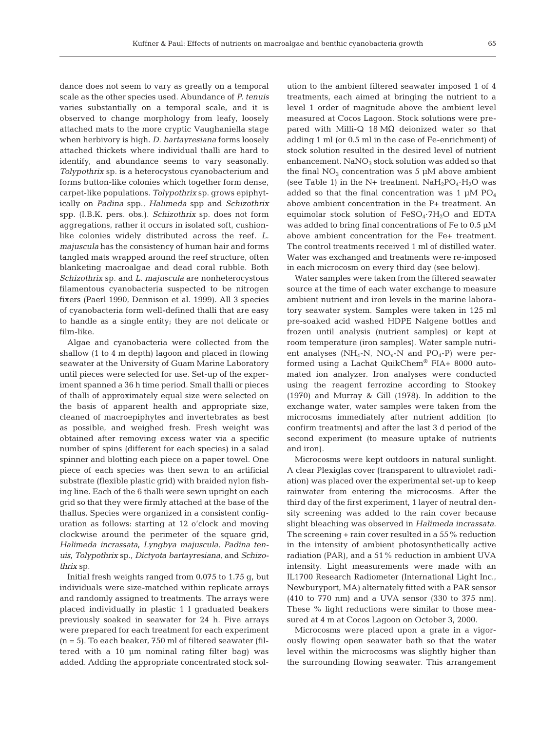dance does not seem to vary as greatly on a temporal scale as the other species used. Abundance of *P. tenuis* varies substantially on a temporal scale, and it is observed to change morphology from leafy, loosely attached mats to the more cryptic Vaughaniella stage when herbivory is high. *D. bartayresiana* forms loosely attached thickets where individual thalli are hard to identify, and abundance seems to vary seasonally. *Tolypothrix* sp. is a heterocystous cyanobacterium and forms button-like colonies which together form dense, carpet-like populations. *Tolypothrix* sp. grows epiphytically on *Padina* spp., *Halimeda* spp and *Schizothrix* spp. (I.B.K. pers. obs.). *Schizothrix* sp. does not form aggregations, rather it occurs in isolated soft, cushion-like colonies widely distributed across the reef. *L. majuscula* has the consistency of human hair and forms tangled mats wrapped around the reef structure, often blanketing macroalgae and dead coral rubble. Both *Schizothrix* sp. and *L. majuscula* are nonheterocystous filamentous cyanobacteria suspected to be nitrogen fixers (Paerl 1990, Dennison et al. 1999). All 3 species of cyanobacteria form well-defined thalli that are easy to handle as a single entity; they are not delicate or film-like.

Algae and cyanobacteria were collected from the shallow (1 to 4 m depth) lagoon and placed in flowing seawater at the University of Guam Marine Laboratory until pieces were selected for use. Set-up of the experiment spanned a 36 h time period. Small thalli or pieces of thalli of approximately equal size were selected on the basis of apparent health and appropriate size, cleaned of macroepiphytes and invertebrates as best as possible, and weighed fresh. Fresh weight was obtained after removing excess water via a specific number of spins (different for each species) in a salad spinner and blotting each piece on a paper towel. One piece of each species was then sewn to an artificial substrate (flexible plastic grid) with braided nylon fishing line. Each of the 6 thalli were sewn upright on each grid so that they were firmly attached at the base of the thallus. Species were organized in a consistent configuration as follows: starting at 12 o'clock and moving clockwise around the perimeter of the square grid, *Halimeda incrassata*, *Lyngbya majuscula*, *Padina tenuis*, *Tolypothrix* sp., *Dictyota bartayresiana*, and *Schizothrix* sp.

Initial fresh weights ranged from 0.075 to 1.75 g, but individuals were size-matched within replicate arrays and randomly assigned to treatments. The arrays were placed individually in plastic 1 l graduated beakers previously soaked in seawater for 24 h. Five arrays were prepared for each treatment for each experiment (n = 5). To each beaker, 750 ml of filtered seawater (filtered with a 10 µm nominal rating filter bag) was added. Adding the appropriate concentrated stock solution to the ambient filtered seawater imposed 1 of 4 treatments, each aimed at bringing the nutrient to a level 1 order of magnitude above the ambient level measured at Cocos Lagoon. Stock solutions were prepared with Milli-Q 18 MΩ deionized water so that adding 1 ml (or 0.5 ml in the case of Fe-enrichment) of stock solution resulted in the desired level of nutrient enhancement. $NaNO_3$ stock solution was added so that the final $NO_3$ concentration was 5 µM above ambient (see Table 1) in the N+ treatment. $NaH_2PO_4 \cdot H_2O$ was added so that the final concentration was 1 µM $PO_4$ above ambient concentration in the P+ treatment. An equimolar stock solution of $FeSO_4 \cdot 7H_2O$ and EDTA was added to bring final concentrations of Fe to 0.5 µM above ambient concentration for the Fe+ treatment. The control treatments received 1 ml of distilled water. Water was exchanged and treatments were re-imposed in each microcosm on every third day (see below).

Water samples were taken from the filtered seawater source at the time of each water exchange to measure ambient nutrient and iron levels in the marine laboratory seawater system. Samples were taken in 125 ml pre-soaked acid washed HDPE Nalgene bottles and frozen until analysis (nutrient samples) or kept at room temperature (iron samples). Water sample nutrient analyses ($NH_4$-N, $NO_x$-N and $PO_4$-P) were performed using a Lachat QuikChem® FIA+ 8000 automated ion analyzer. Iron analyses were conducted using the reagent ferrozine according to Stookey (1970) and Murray & Gill (1978). In addition to the exchange water, water samples were taken from the microcosms immediately after nutrient addition (to confirm treatments) and after the last 3 d period of the second experiment (to measure uptake of nutrients and iron).

Microcosms were kept outdoors in natural sunlight. A clear Plexiglas cover (transparent to ultraviolet radiation) was placed over the experimental set-up to keep rainwater from entering the microcosms. After the third day of the first experiment, 1 layer of neutral density screening was added to the rain cover because slight bleaching was observed in *Halimeda incrassata*. The screening + rain cover resulted in a 55% reduction in the intensity of ambient photosynthetically active radiation (PAR), and a 51% reduction in ambient UVA intensity. Light measurements were made with an IL1700 Research Radiometer (International Light Inc., Newburyport, MA) alternately fitted with a PAR sensor (410 to 770 nm) and a UVA sensor (330 to 375 nm). These % light reductions were similar to those measured at 4 m at Cocos Lagoon on October 3, 2000.

Microcosms were placed upon a grate in a vigorously flowing open seawater bath so that the water level within the microcosms was slightly higher than the surrounding flowing seawater. This arrangement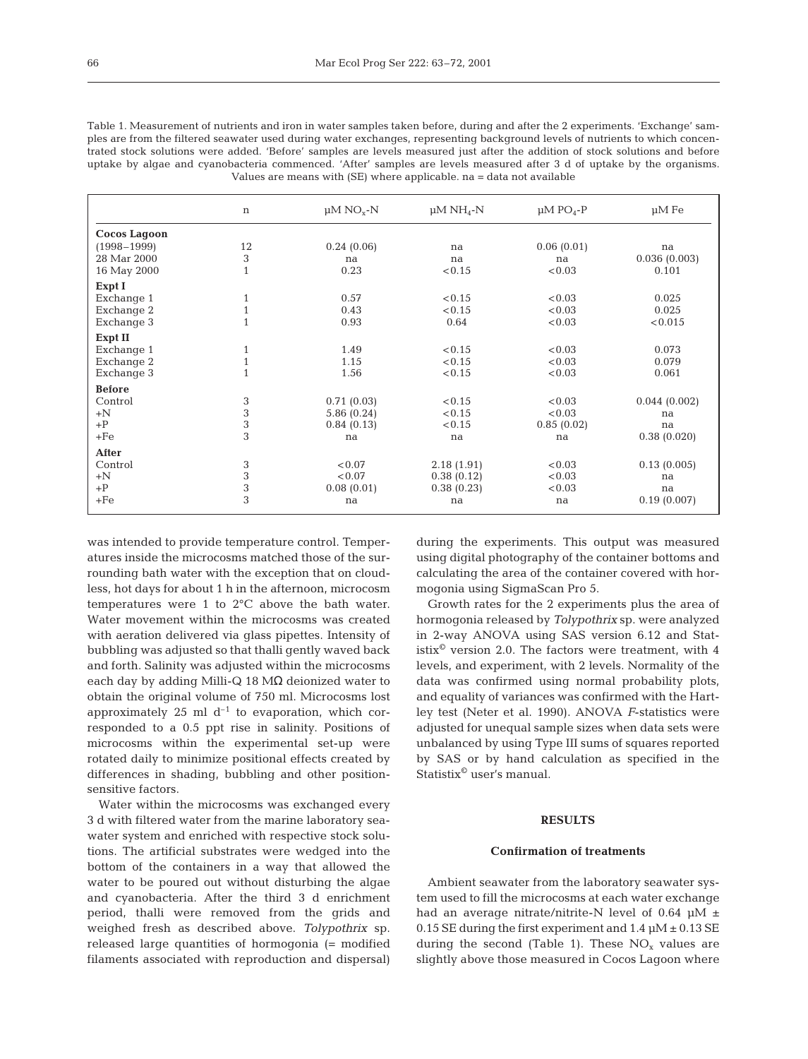Table 1. Measurement of nutrients and iron in water samples taken before, during and after the 2 experiments. 'Exchange' samples are from the filtered seawater used during water exchanges, representing background levels of nutrients to which concentrated stock solutions were added. 'Before' samples are levels measured just after the addition of stock solutions and before uptake by algae and cyanobacteria commenced. 'After' samples are levels measured after 3 d of uptake by the organisms. Values are means with (SE) where applicable. na = data not available

| | n | µM $NO_x$-N | µM $NH_4$-N | µM $PO_4$-P | µM Fe |
|---|---|---|---|---|---|
| **Cocos Lagoon** | | | | | |
| (1998–1999) | 12 | 0.24 (0.06) | na | 0.06 (0.01) | na |
| 28 Mar 2000 | 3 | na | na | na | 0.036 (0.003) |
| 16 May 2000 | 1 | 0.23 | <0.15 | <0.03 | 0.101 |
| **Expt I** | | | | | |
| Exchange 1 | 1 | 0.57 | <0.15 | <0.03 | 0.025 |
| Exchange 2 | 1 | 0.43 | <0.15 | <0.03 | 0.025 |
| Exchange 3 | 1 | 0.93 | 0.64 | <0.03 | <0.015 |
| **Expt II** | | | | | |
| Exchange 1 | 1 | 1.49 | <0.15 | <0.03 | 0.073 |
| Exchange 2 | 1 | 1.15 | <0.15 | <0.03 | 0.079 |
| Exchange 3 | 1 | 1.56 | <0.15 | <0.03 | 0.061 |
| **Before** | | | | | |
| Control | 3 | 0.71 (0.03) | <0.15 | <0.03 | 0.044 (0.002) |
| +N | 3 | 5.86 (0.24) | <0.15 | <0.03 | na |
| +P | 3 | 0.84 (0.13) | <0.15 | 0.85 (0.02) | na |
| +Fe | 3 | na | na | na | 0.38 (0.020) |
| **After** | | | | | |
| Control | 3 | <0.07 | 2.18 (1.91) | <0.03 | 0.13 (0.005) |
| +N | 3 | <0.07 | 0.38 (0.12) | <0.03 | na |
| +P | 3 | 0.08 (0.01) | 0.38 (0.23) | <0.03 | na |
| +Fe | 3 | na | na | na | 0.19 (0.007) |

was intended to provide temperature control. Temperatures inside the microcosms matched those of the surrounding bath water with the exception that on cloudless, hot days for about 1 h in the afternoon, microcosm temperatures were 1 to 2°C above the bath water. Water movement within the microcosms was created with aeration delivered via glass pipettes. Intensity of bubbling was adjusted so that thalli gently waved back and forth. Salinity was adjusted within the microcosms each day by adding Milli-Q 18 MΩ deionized water to obtain the original volume of 750 ml. Microcosms lost approximately 25 ml $d^{-1}$ to evaporation, which corresponded to a 0.5 ppt rise in salinity. Positions of microcosms within the experimental set-up were rotated daily to minimize positional effects created by differences in shading, bubbling and other position-sensitive factors.

Water within the microcosms was exchanged every 3 d with filtered water from the marine laboratory seawater system and enriched with respective stock solutions. The artificial substrates were wedged into the bottom of the containers in a way that allowed the water to be poured out without disturbing the algae and cyanobacteria. After the third 3 d enrichment period, thalli were removed from the grids and weighed fresh as described above. *Tolypothrix* sp. released large quantities of hormogonia (= modified filaments associated with reproduction and dispersal) during the experiments. This output was measured using digital photography of the container bottoms and calculating the area of the container covered with hormogonia using SigmaScan Pro 5.

Growth rates for the 2 experiments plus the area of hormogonia released by *Tolypothrix* sp. were analyzed in 2-way ANOVA using SAS version 6.12 and Statistix© version 2.0. The factors were treatment, with 4 levels, and experiment, with 2 levels. Normality of the data was confirmed using normal probability plots, and equality of variances was confirmed with the Hartley test (Neter et al. 1990). ANOVA *F*-statistics were adjusted for unequal sample sizes when data sets were unbalanced by using Type III sums of squares reported by SAS or by hand calculation as specified in the Statistix© user's manual.

## RESULTS

### Confirmation of treatments

Ambient seawater from the laboratory seawater system used to fill the microcosms at each water exchange had an average nitrate/nitrite-N level of 0.64 µM ± 0.15 SE during the first experiment and 1.4 µM ± 0.13 SE during the second (Table 1). These $NO_x$ values are slightly above those measured in Cocos Lagoon where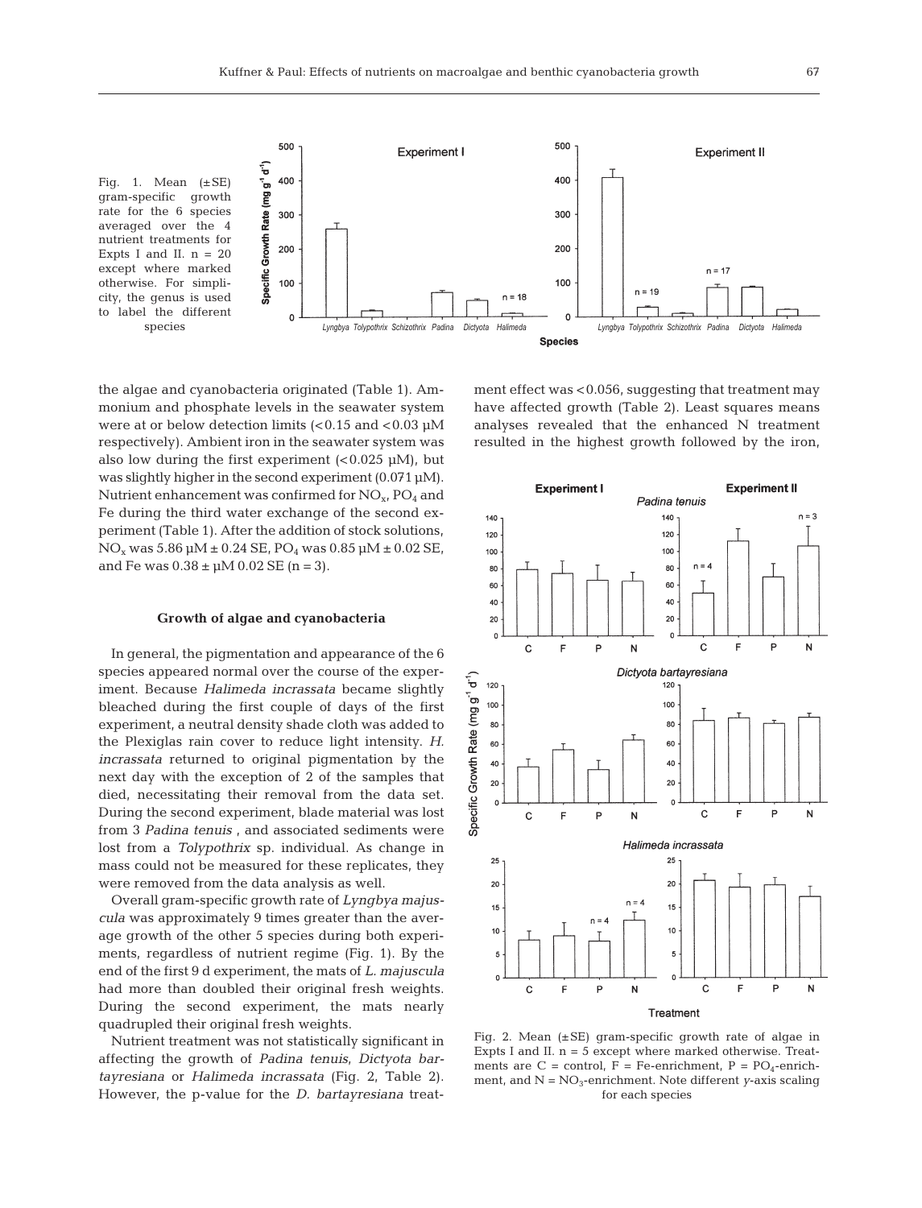Fig. 1. Mean (±SE) gram-specific growth rate for the 6 species averaged over the 4 nutrient treatments for Expts I and II. n = 20 except where marked otherwise. For simplicity, the genus is used to label the different species

the algae and cyanobacteria originated (Table 1). Ammonium and phosphate levels in the seawater system were at or below detection limits (<0.15 and <0.03 µM respectively). Ambient iron in the seawater system was also low during the first experiment (<0.025 µM), but was slightly higher in the second experiment (0.071 µM). Nutrient enhancement was confirmed for $NO_x$, $PO_4$ and Fe during the third water exchange of the second experiment (Table 1). After the addition of stock solutions, $NO_x$ was 5.86 µM ± 0.24 SE, $PO_4$ was 0.85 µM ± 0.02 SE, and Fe was 0.38 ± µM 0.02 SE (n = 3).

### Growth of algae and cyanobacteria

In general, the pigmentation and appearance of the 6 species appeared normal over the course of the experiment. Because *Halimeda incrassata* became slightly bleached during the first couple of days of the first experiment, a neutral density shade cloth was added to the Plexiglas rain cover to reduce light intensity. *H. incrassata* returned to original pigmentation by the next day with the exception of 2 of the samples that died, necessitating their removal from the data set. During the second experiment, blade material was lost from 3 *Padina tenuis* , and associated sediments were lost from a *Tolypothrix* sp. individual. As change in mass could not be measured for these replicates, they were removed from the data analysis as well.

Overall gram-specific growth rate of *Lyngbya majuscula* was approximately 9 times greater than the average growth of the other 5 species during both experiments, regardless of nutrient regime (Fig. 1). By the end of the first 9 d experiment, the mats of *L. majuscula* had more than doubled their original fresh weights. During the second experiment, the mats nearly quadrupled their original fresh weights.

Nutrient treatment was not statistically significant in affecting the growth of *Padina tenuis*, *Dictyota bartayresiana* or *Halimeda incrassata* (Fig. 2, Table 2). However, the p-value for the *D. bartayresiana* treatment effect was <0.056, suggesting that treatment may have affected growth (Table 2). Least squares means analyses revealed that the enhanced N treatment resulted in the highest growth followed by the iron,

Fig. 2. Mean (±SE) gram-specific growth rate of algae in Expts I and II. n = 5 except where marked otherwise. Treatments are C = control, F = Fe-enrichment, P = $PO_4$-enrichment, and N = $NO_3$-enrichment. Note different *y*-axis scaling for each species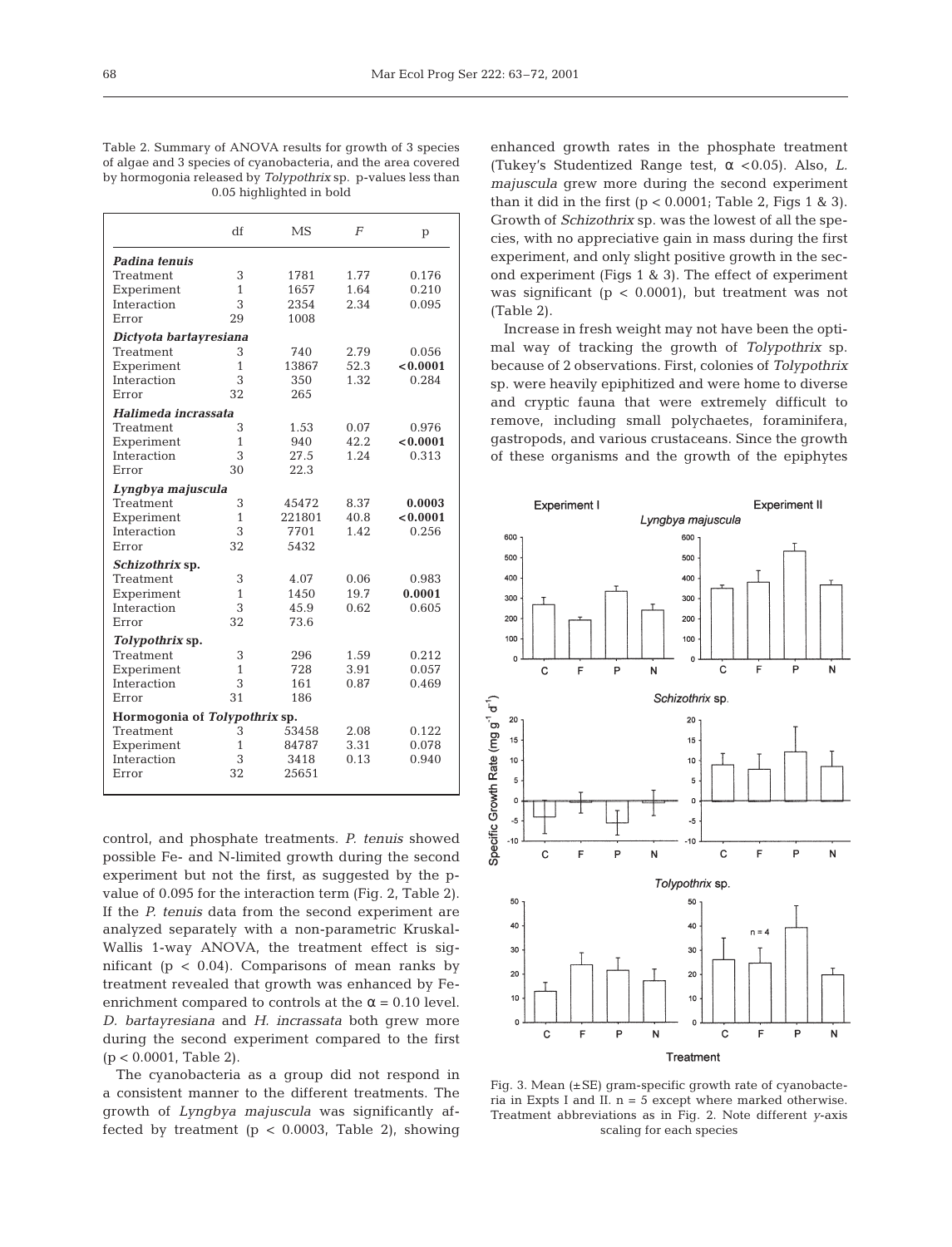Table 2. Summary of ANOVA results for growth of 3 species of algae and 3 species of cyanobacteria, and the area covered by hormogonia released by *Tolypothrix* sp. p-values less than 0.05 highlighted in bold

| | df | MS | *F* | p |
|---|---|---|---|---|
| ***Padina tenuis*** | | | | |
| Treatment | 3 | 1781 | 1.77 | 0.176 |
| Experiment | 1 | 1657 | 1.64 | 0.210 |
| Interaction | 3 | 2354 | 2.34 | 0.095 |
| Error | 29 | 1008 | | |
| ***Dictyota bartayresiana*** | | | | |
| Treatment | 3 | 740 | 2.79 | 0.056 |
| Experiment | 1 | 13867 | 52.3 | **<0.0001** |
| Interaction | 3 | 350 | 1.32 | 0.284 |
| Error | 32 | 265 | | |
| ***Halimeda incrassata*** | | | | |
| Treatment | 3 | 1.53 | 0.07 | 0.976 |
| Experiment | 1 | 940 | 42.2 | **<0.0001** |
| Interaction | 3 | 27.5 | 1.24 | 0.313 |
| Error | 30 | 22.3 | | |
| ***Lyngbya majuscula*** | | | | |
| Treatment | 3 | 45472 | 8.37 | **0.0003** |
| Experiment | 1 | 221801 | 40.8 | **<0.0001** |
| Interaction | 3 | 7701 | 1.42 | 0.256 |
| Error | 32 | 5432 | | |
| ***Schizothrix* sp.** | | | | |
| Treatment | 3 | 4.07 | 0.06 | 0.983 |
| Experiment | 1 | 1450 | 19.7 | **0.0001** |
| Interaction | 3 | 45.9 | 0.62 | 0.605 |
| Error | 32 | 73.6 | | |
| ***Tolypothrix* sp.** | | | | |
| Treatment | 3 | 296 | 1.59 | 0.212 |
| Experiment | 1 | 728 | 3.91 | 0.057 |
| Interaction | 3 | 161 | 0.87 | 0.469 |
| Error | 31 | 186 | | |
| **Hormogonia of *Tolypothrix* sp.** | | | | |
| Treatment | 3 | 53458 | 2.08 | 0.122 |
| Experiment | 1 | 84787 | 3.31 | 0.078 |
| Interaction | 3 | 3418 | 0.13 | 0.940 |
| Error | 32 | 25651 | | |

control, and phosphate treatments. *P. tenuis* showed possible Fe- and N-limited growth during the second experiment but not the first, as suggested by the p-value of 0.095 for the interaction term (Fig. 2, Table 2). If the *P. tenuis* data from the second experiment are analyzed separately with a non-parametric Kruskal-Wallis 1-way ANOVA, the treatment effect is significant ($p < 0.04$). Comparisons of mean ranks by treatment revealed that growth was enhanced by Fe-enrichment compared to controls at the $\alpha = 0.10$ level. *D. bartayresiana* and *H. incrassata* both grew more during the second experiment compared to the first ($p < 0.0001$, Table 2).

The cyanobacteria as a group did not respond in a consistent manner to the different treatments. The growth of *Lyngbya majuscula* was significantly affected by treatment ($p < 0.0003$, Table 2), showing enhanced growth rates in the phosphate treatment (Tukey's Studentized Range test, $\alpha < 0.05$). Also, *L. majuscula* grew more during the second experiment than it did in the first ($p < 0.0001$; Table 2, Figs 1 & 3). Growth of *Schizothrix* sp. was the lowest of all the species, with no appreciative gain in mass during the first experiment, and only slight positive growth in the second experiment (Figs 1 & 3). The effect of experiment was significant ($p < 0.0001$), but treatment was not (Table 2).

Increase in fresh weight may not have been the optimal way of tracking the growth of *Tolypothrix* sp. because of 2 observations. First, colonies of *Tolypothrix* sp. were heavily epiphitized and were home to diverse and cryptic fauna that were extremely difficult to remove, including small polychaetes, foraminifera, gastropods, and various crustaceans. Since the growth of these organisms and the growth of the epiphytes

Fig. 3. Mean (±SE) gram-specific growth rate of cyanobacteria in Expts I and II. n = 5 except where marked otherwise. Treatment abbreviations as in Fig. 2. Note different *y*-axis scaling for each species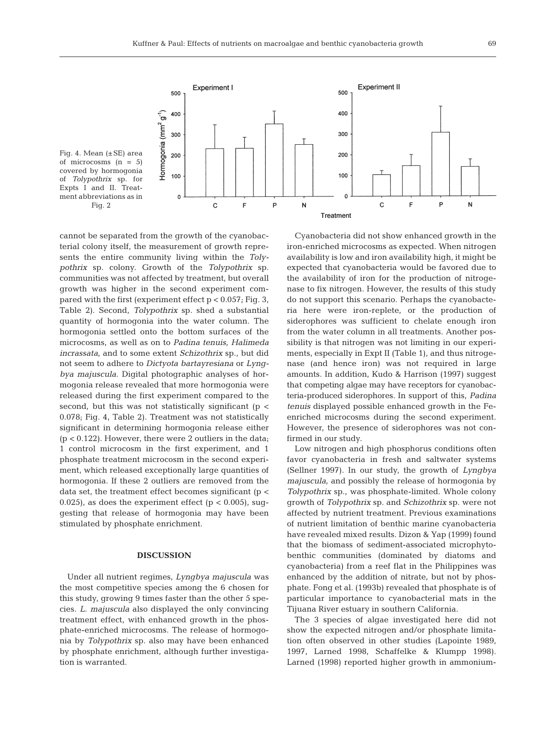Fig. 4. Mean (±SE) area of microcosms (n = 5) covered by hormogonia of *Tolypothrix* sp. for Expts I and II. Treatment abbreviations as in Fig. 2

cannot be separated from the growth of the cyanobacterial colony itself, the measurement of growth represents the entire community living within the *Tolypothrix* sp. colony. Growth of the *Tolypothrix* sp. communities was not affected by treatment, but overall growth was higher in the second experiment compared with the first (experiment effect $p < 0.057$; Fig. 3, Table 2). Second, *Tolypothrix* sp. shed a substantial quantity of hormogonia into the water column. The hormogonia settled onto the bottom surfaces of the microcosms, as well as on to *Padina tenuis*, *Halimeda incrassata*, and to some extent *Schizothrix* sp., but did not seem to adhere to *Dictyota bartayresiana* or *Lyngbya majuscula*. Digital photographic analyses of hormogonia release revealed that more hormogonia were released during the first experiment compared to the second, but this was not statistically significant ($p < 0.078$; Fig. 4, Table 2). Treatment was not statistically significant in determining hormogonia release either ($p < 0.122$). However, there were 2 outliers in the data; 1 control microcosm in the first experiment, and 1 phosphate treatment microcosm in the second experiment, which released exceptionally large quantities of hormogonia. If these 2 outliers are removed from the data set, the treatment effect becomes significant ($p < 0.025$), as does the experiment effect ($p < 0.005$), suggesting that release of hormogonia may have been stimulated by phosphate enrichment.

## DISCUSSION

Under all nutrient regimes, *Lyngbya majuscula* was the most competitive species among the 6 chosen for this study, growing 9 times faster than the other 5 species. *L. majuscula* also displayed the only convincing treatment effect, with enhanced growth in the phosphate-enriched microcosms. The release of hormogonia by *Tolypothrix* sp. also may have been enhanced by phosphate enrichment, although further investigation is warranted.

Cyanobacteria did not show enhanced growth in the iron-enriched microcosms as expected. When nitrogen availability is low and iron availability high, it might be expected that cyanobacteria would be favored due to the availability of iron for the production of nitrogenase to fix nitrogen. However, the results of this study do not support this scenario. Perhaps the cyanobacteria here were iron-replete, or the production of siderophores was sufficient to chelate enough iron from the water column in all treatments. Another possibility is that nitrogen was not limiting in our experiments, especially in Expt II (Table 1), and thus nitrogenase (and hence iron) was not required in large amounts. In addition, Kudo & Harrison (1997) suggest that competing algae may have receptors for cyanobacteria-produced siderophores. In support of this, *Padina tenuis* displayed possible enhanced growth in the Fe-enriched microcosms during the second experiment. However, the presence of siderophores was not confirmed in our study.

Low nitrogen and high phosphorus conditions often favor cyanobacteria in fresh and saltwater systems (Sellner 1997). In our study, the growth of *Lyngbya majuscula*, and possibly the release of hormogonia by *Tolypothrix* sp., was phosphate-limited. Whole colony growth of *Tolypothrix* sp. and *Schizothrix* sp. were not affected by nutrient treatment. Previous examinations of nutrient limitation of benthic marine cyanobacteria have revealed mixed results. Dizon & Yap (1999) found that the biomass of sediment-associated microphytobenthic communities (dominated by diatoms and cyanobacteria) from a reef flat in the Philippines was enhanced by the addition of nitrate, but not by phosphate. Fong et al. (1993b) revealed that phosphate is of particular importance to cyanobacterial mats in the Tijuana River estuary in southern California.

The 3 species of algae investigated here did not show the expected nitrogen and/or phosphate limitation often observed in other studies (Lapointe 1989, 1997, Larned 1998, Schaffelke & Klumpp 1998). Larned (1998) reported higher growth in ammonium-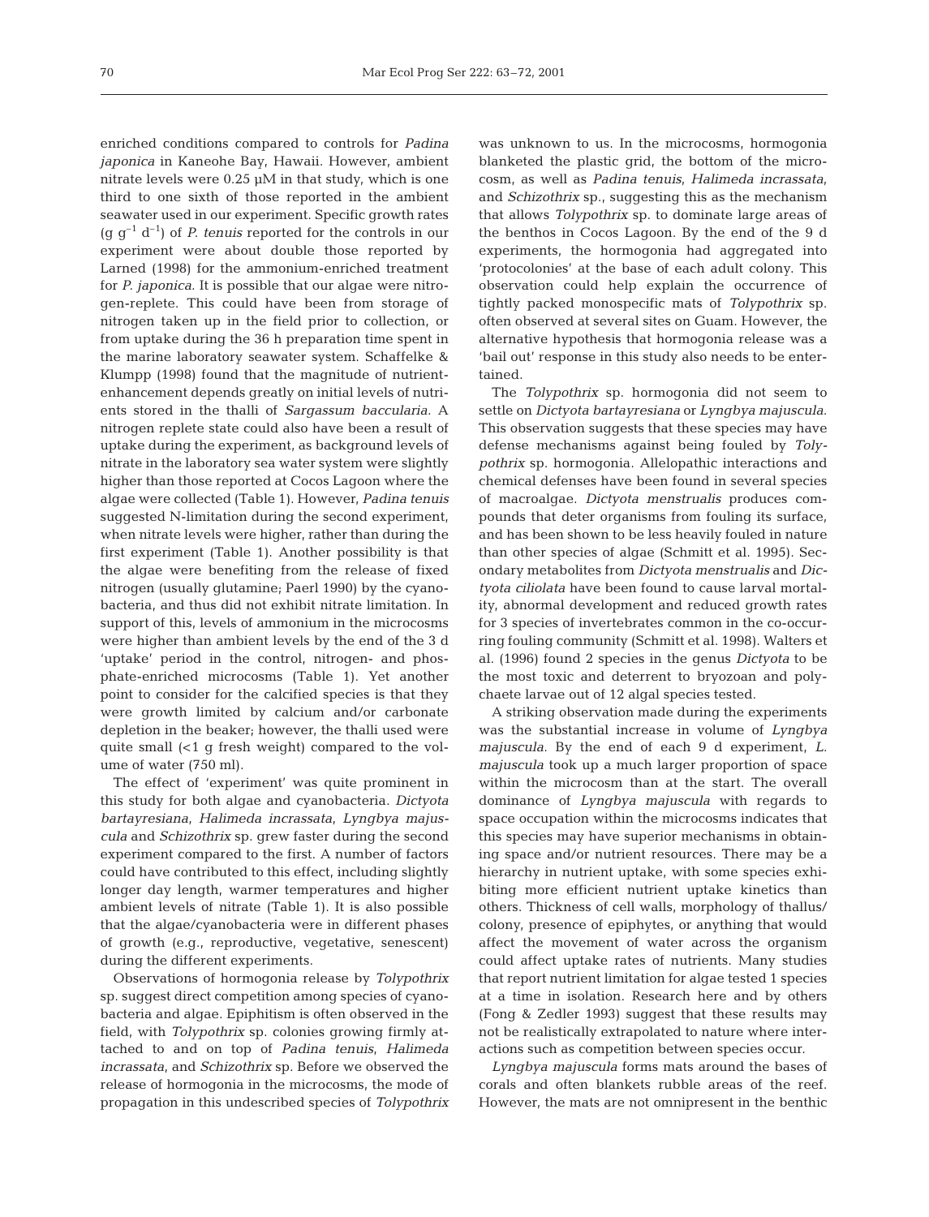enriched conditions compared to controls for *Padina japonica* in Kaneohe Bay, Hawaii. However, ambient nitrate levels were 0.25 µM in that study, which is one third to one sixth of those reported in the ambient seawater used in our experiment. Specific growth rates (g $g^{-1}$ $d^{-1}$) of *P. tenuis* reported for the controls in our experiment were about double those reported by Larned (1998) for the ammonium-enriched treatment for *P. japonica*. It is possible that our algae were nitrogen-replete. This could have been from storage of nitrogen taken up in the field prior to collection, or from uptake during the 36 h preparation time spent in the marine laboratory seawater system. Schaffelke & Klumpp (1998) found that the magnitude of nutrient-enhancement depends greatly on initial levels of nutrients stored in the thalli of *Sargassum baccularia*. A nitrogen replete state could also have been a result of uptake during the experiment, as background levels of nitrate in the laboratory sea water system were slightly higher than those reported at Cocos Lagoon where the algae were collected (Table 1). However, *Padina tenuis* suggested N-limitation during the second experiment, when nitrate levels were higher, rather than during the first experiment (Table 1). Another possibility is that the algae were benefiting from the release of fixed nitrogen (usually glutamine; Paerl 1990) by the cyanobacteria, and thus did not exhibit nitrate limitation. In support of this, levels of ammonium in the microcosms were higher than ambient levels by the end of the 3 d 'uptake' period in the control, nitrogen- and phosphate-enriched microcosms (Table 1). Yet another point to consider for the calcified species is that they were growth limited by calcium and/or carbonate depletion in the beaker; however, the thalli used were quite small (<1 g fresh weight) compared to the volume of water (750 ml).

The effect of 'experiment' was quite prominent in this study for both algae and cyanobacteria. *Dictyota bartayresiana*, *Halimeda incrassata*, *Lyngbya majuscula* and *Schizothrix* sp. grew faster during the second experiment compared to the first. A number of factors could have contributed to this effect, including slightly longer day length, warmer temperatures and higher ambient levels of nitrate (Table 1). It is also possible that the algae/cyanobacteria were in different phases of growth (e.g., reproductive, vegetative, senescent) during the different experiments.

Observations of hormogonia release by *Tolypothrix* sp. suggest direct competition among species of cyanobacteria and algae. Epiphitism is often observed in the field, with *Tolypothrix* sp. colonies growing firmly attached to and on top of *Padina tenuis*, *Halimeda incrassata*, and *Schizothrix* sp. Before we observed the release of hormogonia in the microcosms, the mode of propagation in this undescribed species of *Tolypothrix* was unknown to us. In the microcosms, hormogonia blanketed the plastic grid, the bottom of the microcosm, as well as *Padina tenuis*, *Halimeda incrassata*, and *Schizothrix* sp., suggesting this as the mechanism that allows *Tolypothrix* sp. to dominate large areas of the benthos in Cocos Lagoon. By the end of the 9 d experiments, the hormogonia had aggregated into 'protocolonies' at the base of each adult colony. This observation could help explain the occurrence of tightly packed monospecific mats of *Tolypothrix* sp. often observed at several sites on Guam. However, the alternative hypothesis that hormogonia release was a 'bail out' response in this study also needs to be entertained.

The *Tolypothrix* sp. hormogonia did not seem to settle on *Dictyota bartayresiana* or *Lyngbya majuscula*. This observation suggests that these species may have defense mechanisms against being fouled by *Tolypothrix* sp. hormogonia. Allelopathic interactions and chemical defenses have been found in several species of macroalgae. *Dictyota menstrualis* produces compounds that deter organisms from fouling its surface, and has been shown to be less heavily fouled in nature than other species of algae (Schmitt et al. 1995). Secondary metabolites from *Dictyota menstrualis* and *Dictyota ciliolata* have been found to cause larval mortality, abnormal development and reduced growth rates for 3 species of invertebrates common in the co-occurring fouling community (Schmitt et al. 1998). Walters et al. (1996) found 2 species in the genus *Dictyota* to be the most toxic and deterrent to bryozoan and polychaete larvae out of 12 algal species tested.

A striking observation made during the experiments was the substantial increase in volume of *Lyngbya majuscula*. By the end of each 9 d experiment, *L. majuscula* took up a much larger proportion of space within the microcosm than at the start. The overall dominance of *Lyngbya majuscula* with regards to space occupation within the microcosms indicates that this species may have superior mechanisms in obtaining space and/or nutrient resources. There may be a hierarchy in nutrient uptake, with some species exhibiting more efficient nutrient uptake kinetics than others. Thickness of cell walls, morphology of thallus/colony, presence of epiphytes, or anything that would affect the movement of water across the organism could affect uptake rates of nutrients. Many studies that report nutrient limitation for algae tested 1 species at a time in isolation. Research here and by others (Fong & Zedler 1993) suggest that these results may not be realistically extrapolated to nature where interactions such as competition between species occur.

*Lyngbya majuscula* forms mats around the bases of corals and often blankets rubble areas of the reef. However, the mats are not omnipresent in the benthic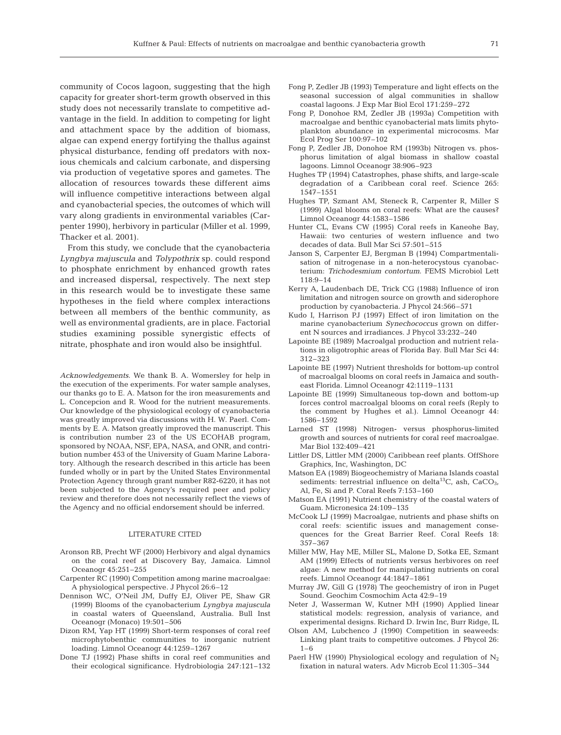community of Cocos lagoon, suggesting that the high capacity for greater short-term growth observed in this study does not necessarily translate to competitive advantage in the field. In addition to competing for light and attachment space by the addition of biomass, algae can expend energy fortifying the thallus against physical disturbance, fending off predators with noxious chemicals and calcium carbonate, and dispersing via production of vegetative spores and gametes. The allocation of resources towards these different aims will influence competitive interactions between algal and cyanobacterial species, the outcomes of which will vary along gradients in environmental variables (Carpenter 1990), herbivory in particular (Miller et al. 1999, Thacker et al. 2001).

From this study, we conclude that the cyanobacteria *Lyngbya majuscula* and *Tolypothrix* sp. could respond to phosphate enrichment by enhanced growth rates and increased dispersal, respectively. The next step in this research would be to investigate these same hypotheses in the field where complex interactions between all members of the benthic community, as well as environmental gradients, are in place. Factorial studies examining possible synergistic effects of nitrate, phosphate and iron would also be insightful.

*Acknowledgements.* We thank B. A. Womersley for help in the execution of the experiments. For water sample analyses, our thanks go to E. A. Matson for the iron measurements and L. Concepcion and R. Wood for the nutrient measurements. Our knowledge of the physiological ecology of cyanobacteria was greatly improved via discussions with H. W. Paerl. Comments by E. A. Matson greatly improved the manuscript. This is contribution number 23 of the US ECOHAB program, sponsored by NOAA, NSF, EPA, NASA, and ONR, and contribution number 453 of the University of Guam Marine Laboratory. Although the research described in this article has been funded wholly or in part by the United States Environmental Protection Agency through grant number R82-6220, it has not been subjected to the Agency's required peer and policy review and therefore does not necessarily reflect the views of the Agency and no official endorsement should be inferred.

## LITERATURE CITED

Aronson RB, Precht WF (2000) Herbivory and algal dynamics on the coral reef at Discovery Bay, Jamaica. Limnol Oceanogr 45:251–255

Carpenter RC (1990) Competition among marine macroalgae: A physiological perspective. J Phycol 26:6–12

Dennison WC, O'Neil JM, Duffy EJ, Oliver PE, Shaw GR (1999) Blooms of the cyanobacterium *Lyngbya majuscula* in coastal waters of Queensland, Australia. Bull Inst Oceanogr (Monaco) 19:501–506

Dizon RM, Yap HT (1999) Short-term responses of coral reef microphytobenthic communities to inorganic nutrient loading. Limnol Oceanogr 44:1259–1267

Done TJ (1992) Phase shifts in coral reef communities and their ecological significance. Hydrobiologia 247:121–132

Fong P, Zedler JB (1993) Temperature and light effects on the seasonal succession of algal communities in shallow coastal lagoons. J Exp Mar Biol Ecol 171:259–272

Fong P, Donohoe RM, Zedler JB (1993a) Competition with macroalgae and benthic cyanobacterial mats limits phytoplankton abundance in experimental microcosms. Mar Ecol Prog Ser 100:97–102

Fong P, Zedler JB, Donohoe RM (1993b) Nitrogen vs. phosphorus limitation of algal biomass in shallow coastal lagoons. Limnol Oceanogr 38:906–923

Hughes TP (1994) Catastrophes, phase shifts, and large-scale degradation of a Caribbean coral reef. Science 265: 1547–1551

Hughes TP, Szmant AM, Steneck R, Carpenter R, Miller S (1999) Algal blooms on coral reefs: What are the causes? Limnol Oceanogr 44:1583–1586

Hunter CL, Evans CW (1995) Coral reefs in Kaneohe Bay, Hawaii: two centuries of western influence and two decades of data. Bull Mar Sci 57:501–515

Janson S, Carpenter EJ, Bergman B (1994) Compartmentalisation of nitrogenase in a non-heterocystous cyanobacterium: *Trichodesmium contortum*. FEMS Microbiol Lett 118:9–14

Kerry A, Laudenbach DE, Trick CG (1988) Influence of iron limitation and nitrogen source on growth and siderophore production by cyanobacteria. J Phycol 24:566–571

Kudo I, Harrison PJ (1997) Effect of iron limitation on the marine cyanobacterium *Synechococcus* grown on different N sources and irradiances. J Phycol 33:232–240

Lapointe BE (1989) Macroalgal production and nutrient relations in oligotrophic areas of Florida Bay. Bull Mar Sci 44: 312–323

Lapointe BE (1997) Nutrient thresholds for bottom-up control of macroalgal blooms on coral reefs in Jamaica and southeast Florida. Limnol Oceanogr 42:1119–1131

Lapointe BE (1999) Simultaneous top-down and bottom-up forces control macroalgal blooms on coral reefs (Reply to the comment by Hughes et al.). Limnol Oceanogr 44: 1586–1592

Larned ST (1998) Nitrogen- versus phosphorus-limited growth and sources of nutrients for coral reef macroalgae. Mar Biol 132:409–421

Littler DS, Littler MM (2000) Caribbean reef plants. OffShore Graphics, Inc, Washington, DC

Matson EA (1989) Biogeochemistry of Mariana Islands coastal sediments: terrestrial influence on delta$^{13}$C, ash, $CaCO_3$, Al, Fe, Si and P. Coral Reefs 7:153–160

Matson EA (1991) Nutrient chemistry of the coastal waters of Guam. Micronesica 24:109–135

McCook LJ (1999) Macroalgae, nutrients and phase shifts on coral reefs: scientific issues and management consequences for the Great Barrier Reef. Coral Reefs 18: 357–367

Miller MW, Hay ME, Miller SL, Malone D, Sotka EE, Szmant AM (1999) Effects of nutrients versus herbivores on reef algae: A new method for manipulating nutrients on coral reefs. Limnol Oceanogr 44:1847–1861

Murray JW, Gill G (1978) The geochemistry of iron in Puget Sound. Geochim Cosmochim Acta 42:9–19

Neter J, Wasserman W, Kutner MH (1990) Applied linear statistical models: regression, analysis of variance, and experimental designs. Richard D. Irwin Inc, Burr Ridge, IL

Olson AM, Lubchenco J (1990) Competition in seaweeds: Linking plant traits to competitive outcomes. J Phycol 26: 1–6

Paerl HW (1990) Physiological ecology and regulation of $N_2$ fixation in natural waters. Adv Microb Ecol 11:305–344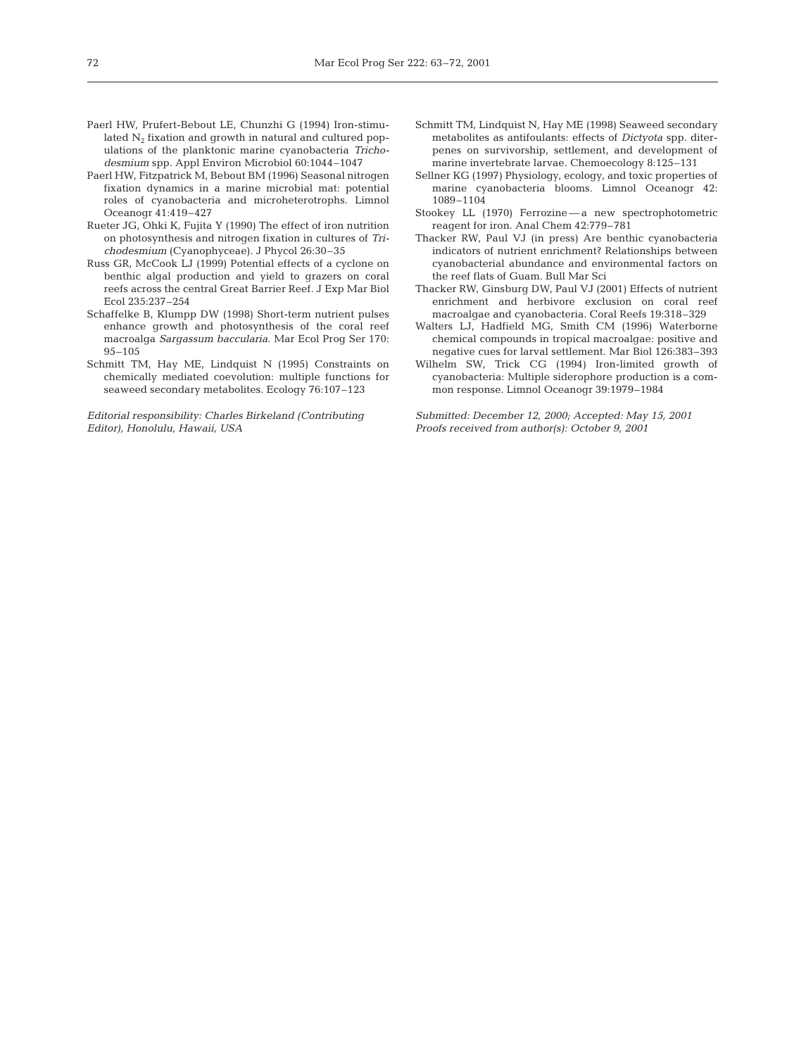Paerl HW, Prufert-Bebout LE, Chunzhi G (1994) Iron-stimulated $N_2$ fixation and growth in natural and cultured populations of the planktonic marine cyanobacteria *Trichodesmium* spp. Appl Environ Microbiol 60:1044–1047

Paerl HW, Fitzpatrick M, Bebout BM (1996) Seasonal nitrogen fixation dynamics in a marine microbial mat: potential roles of cyanobacteria and microheterotrophs. Limnol Oceanogr 41:419–427

Rueter JG, Ohki K, Fujita Y (1990) The effect of iron nutrition on photosynthesis and nitrogen fixation in cultures of *Trichodesmium* (Cyanophyceae). J Phycol 26:30–35

Russ GR, McCook LJ (1999) Potential effects of a cyclone on benthic algal production and yield to grazers on coral reefs across the central Great Barrier Reef. J Exp Mar Biol Ecol 235:237–254

Schaffelke B, Klumpp DW (1998) Short-term nutrient pulses enhance growth and photosynthesis of the coral reef macroalga *Sargassum baccularia*. Mar Ecol Prog Ser 170: 95–105

Schmitt TM, Hay ME, Lindquist N (1995) Constraints on chemically mediated coevolution: multiple functions for seaweed secondary metabolites. Ecology 76:107–123

Schmitt TM, Lindquist N, Hay ME (1998) Seaweed secondary metabolites as antifoulants: effects of *Dictyota* spp. diterpenes on survivorship, settlement, and development of marine invertebrate larvae. Chemoecology 8:125–131

Sellner KG (1997) Physiology, ecology, and toxic properties of marine cyanobacteria blooms. Limnol Oceanogr 42: 1089–1104

Stookey LL (1970) Ferrozine — a new spectrophotometric reagent for iron. Anal Chem 42:779–781

Thacker RW, Paul VJ (in press) Are benthic cyanobacteria indicators of nutrient enrichment? Relationships between cyanobacterial abundance and environmental factors on the reef flats of Guam. Bull Mar Sci

Thacker RW, Ginsburg DW, Paul VJ (2001) Effects of nutrient enrichment and herbivore exclusion on coral reef macroalgae and cyanobacteria. Coral Reefs 19:318–329

Walters LJ, Hadfield MG, Smith CM (1996) Waterborne chemical compounds in tropical macroalgae: positive and negative cues for larval settlement. Mar Biol 126:383–393

Wilhelm SW, Trick CG (1994) Iron-limited growth of cyanobacteria: Multiple siderophore production is a common response. Limnol Oceanogr 39:1979–1984

*Editorial responsibility: Charles Birkeland (Contributing Editor), Honolulu, Hawaii, USA*

*Submitted: December 12, 2000; Accepted: May 15, 2001*
*Proofs received from author(s): October 9, 2001*